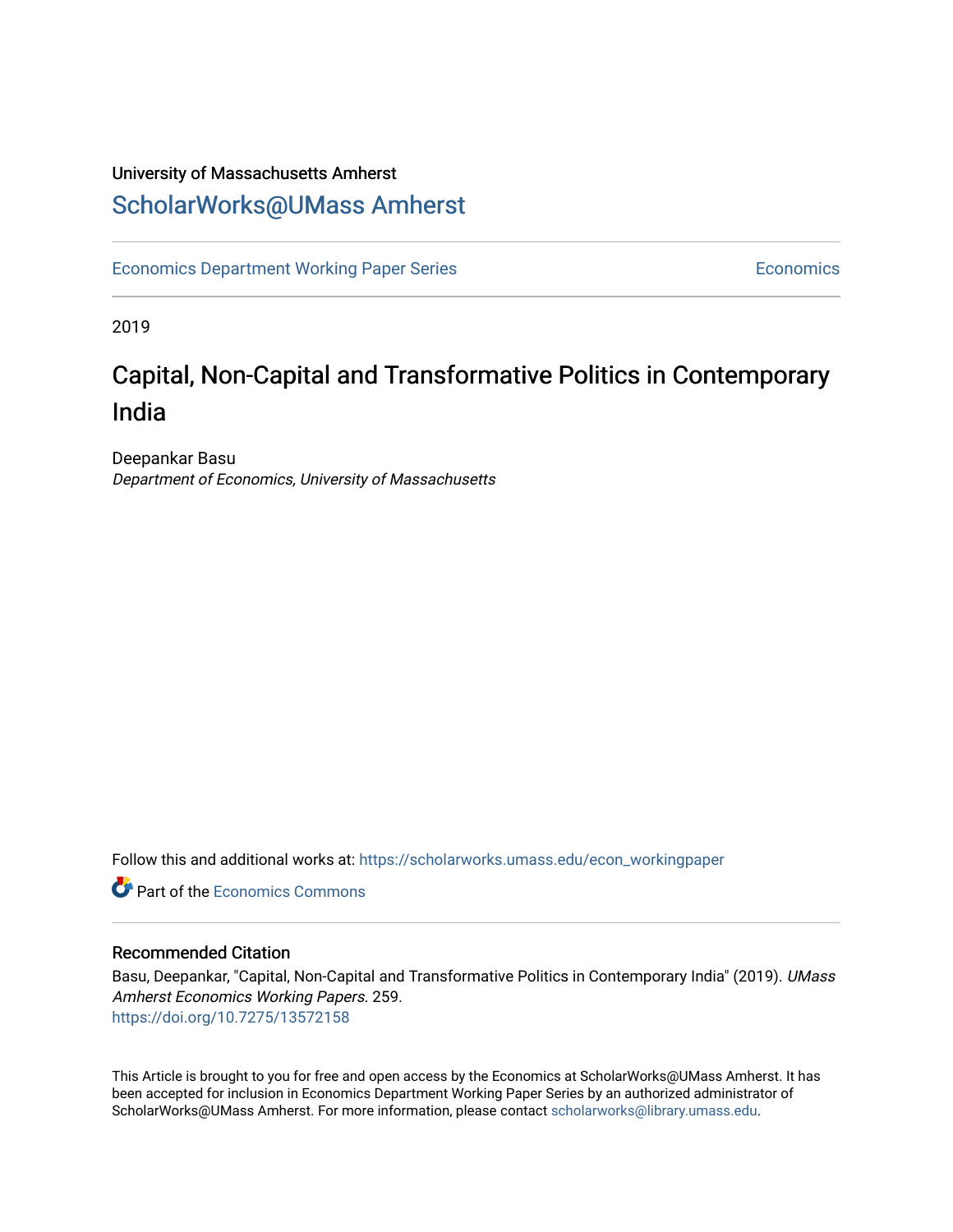University of Massachusetts Amherst

## ScholarWorks@UMass Amherst

Economics Department Working Paper Series | Economics

2019

# Capital, Non-Capital and Transformative Politics in Contemporary India

Deepankar Basu
*Department of Economics, University of Massachusetts*

Follow this and additional works at: https://scholarworks.umass.edu/econ_workingpaper

Part of the Economics Commons

### Recommended Citation

Basu, Deepankar, "Capital, Non-Capital and Transformative Politics in Contemporary India" (2019). *UMass Amherst Economics Working Papers*. 259.
https://doi.org/10.7275/13572158

This Article is brought to you for free and open access by the Economics at ScholarWorks@UMass Amherst. It has been accepted for inclusion in Economics Department Working Paper Series by an authorized administrator of ScholarWorks@UMass Amherst. For more information, please contact scholarworks@library.umass.edu.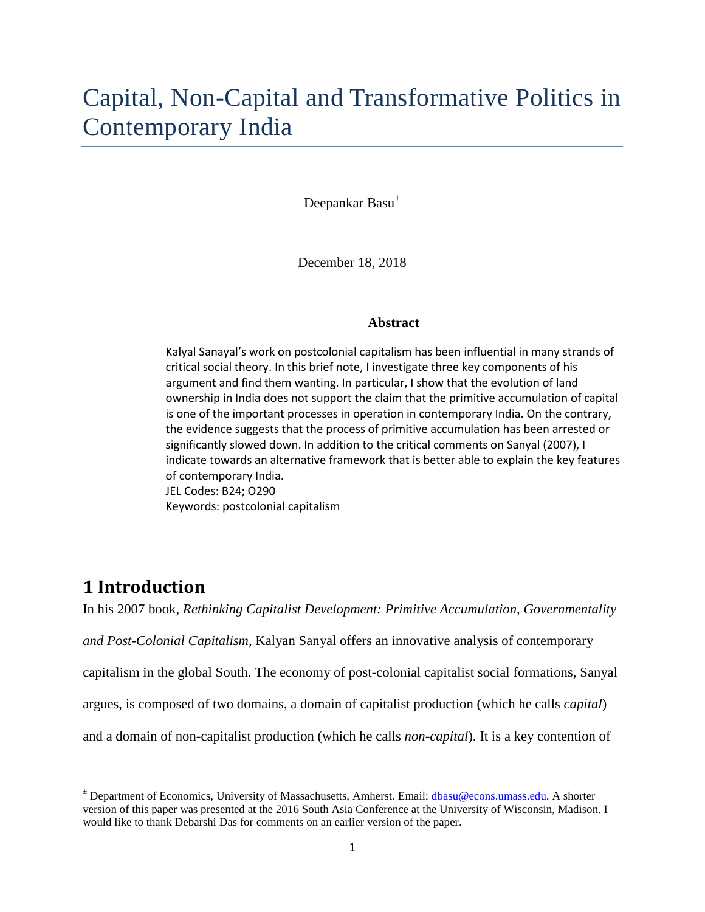# Capital, Non-Capital and Transformative Politics in Contemporary India

Deepankar Basu[±]

December 18, 2018

**Abstract**

Kalyal Sanayal's work on postcolonial capitalism has been influential in many strands of critical social theory. In this brief note, I investigate three key components of his argument and find them wanting. In particular, I show that the evolution of land ownership in India does not support the claim that the primitive accumulation of capital is one of the important processes in operation in contemporary India. On the contrary, the evidence suggests that the process of primitive accumulation has been arrested or significantly slowed down. In addition to the critical comments on Sanyal (2007), I indicate towards an alternative framework that is better able to explain the key features of contemporary India.

JEL Codes: B24; O290

Keywords: postcolonial capitalism

## 1 Introduction

In his 2007 book, *Rethinking Capitalist Development: Primitive Accumulation, Governmentality and Post-Colonial Capitalism*, Kalyan Sanyal offers an innovative analysis of contemporary capitalism in the global South. The economy of post-colonial capitalist social formations, Sanyal argues, is composed of two domains, a domain of capitalist production (which he calls *capital*) and a domain of non-capitalist production (which he calls *non-capital*). It is a key contention of

[±] Department of Economics, University of Massachusetts, Amherst. Email: dbasu@econs.umass.edu. A shorter version of this paper was presented at the 2016 South Asia Conference at the University of Wisconsin, Madison. I would like to thank Debarshi Das for comments on an earlier version of the paper.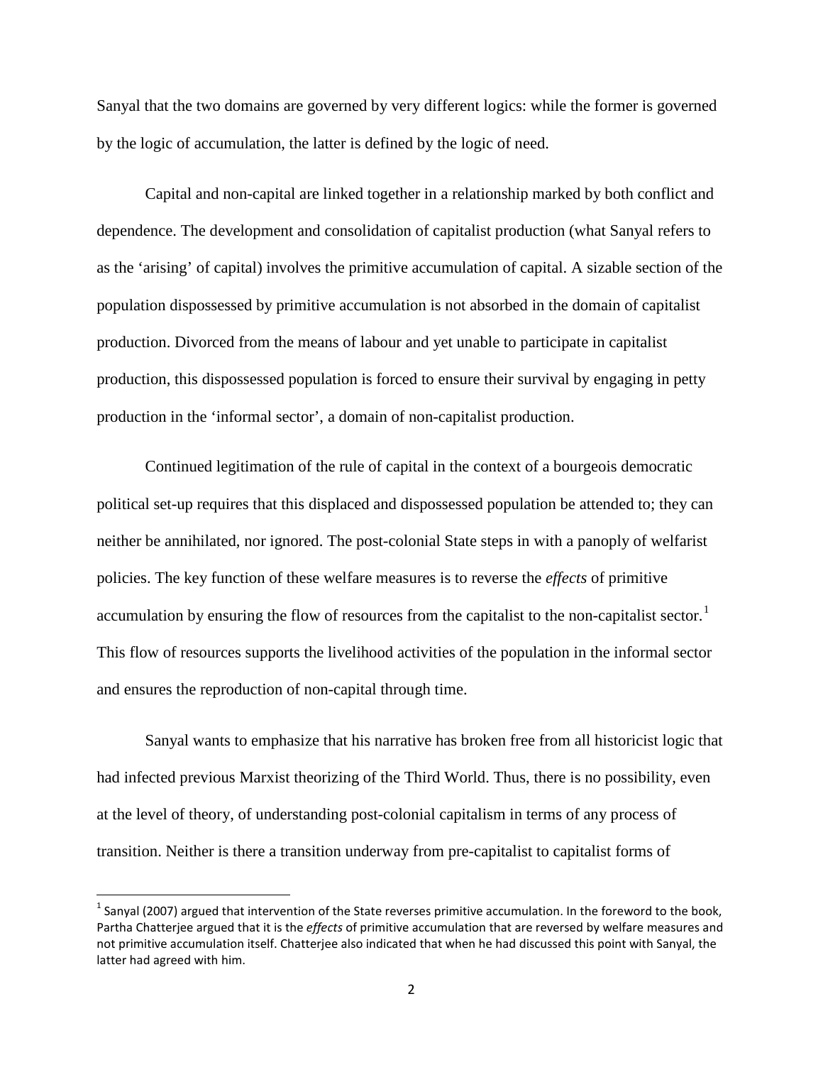Sanyal that the two domains are governed by very different logics: while the former is governed by the logic of accumulation, the latter is defined by the logic of need.

Capital and non-capital are linked together in a relationship marked by both conflict and dependence. The development and consolidation of capitalist production (what Sanyal refers to as the 'arising' of capital) involves the primitive accumulation of capital. A sizable section of the population dispossessed by primitive accumulation is not absorbed in the domain of capitalist production. Divorced from the means of labour and yet unable to participate in capitalist production, this dispossessed population is forced to ensure their survival by engaging in petty production in the 'informal sector', a domain of non-capitalist production.

Continued legitimation of the rule of capital in the context of a bourgeois democratic political set-up requires that this displaced and dispossessed population be attended to; they can neither be annihilated, nor ignored. The post-colonial State steps in with a panoply of welfarist policies. The key function of these welfare measures is to reverse the *effects* of primitive accumulation by ensuring the flow of resources from the capitalist to the non-capitalist sector.[1] This flow of resources supports the livelihood activities of the population in the informal sector and ensures the reproduction of non-capital through time.

Sanyal wants to emphasize that his narrative has broken free from all historicist logic that had infected previous Marxist theorizing of the Third World. Thus, there is no possibility, even at the level of theory, of understanding post-colonial capitalism in terms of any process of transition. Neither is there a transition underway from pre-capitalist to capitalist forms of

[1] Sanyal (2007) argued that intervention of the State reverses primitive accumulation. In the foreword to the book, Partha Chatterjee argued that it is the *effects* of primitive accumulation that are reversed by welfare measures and not primitive accumulation itself. Chatterjee also indicated that when he had discussed this point with Sanyal, the latter had agreed with him.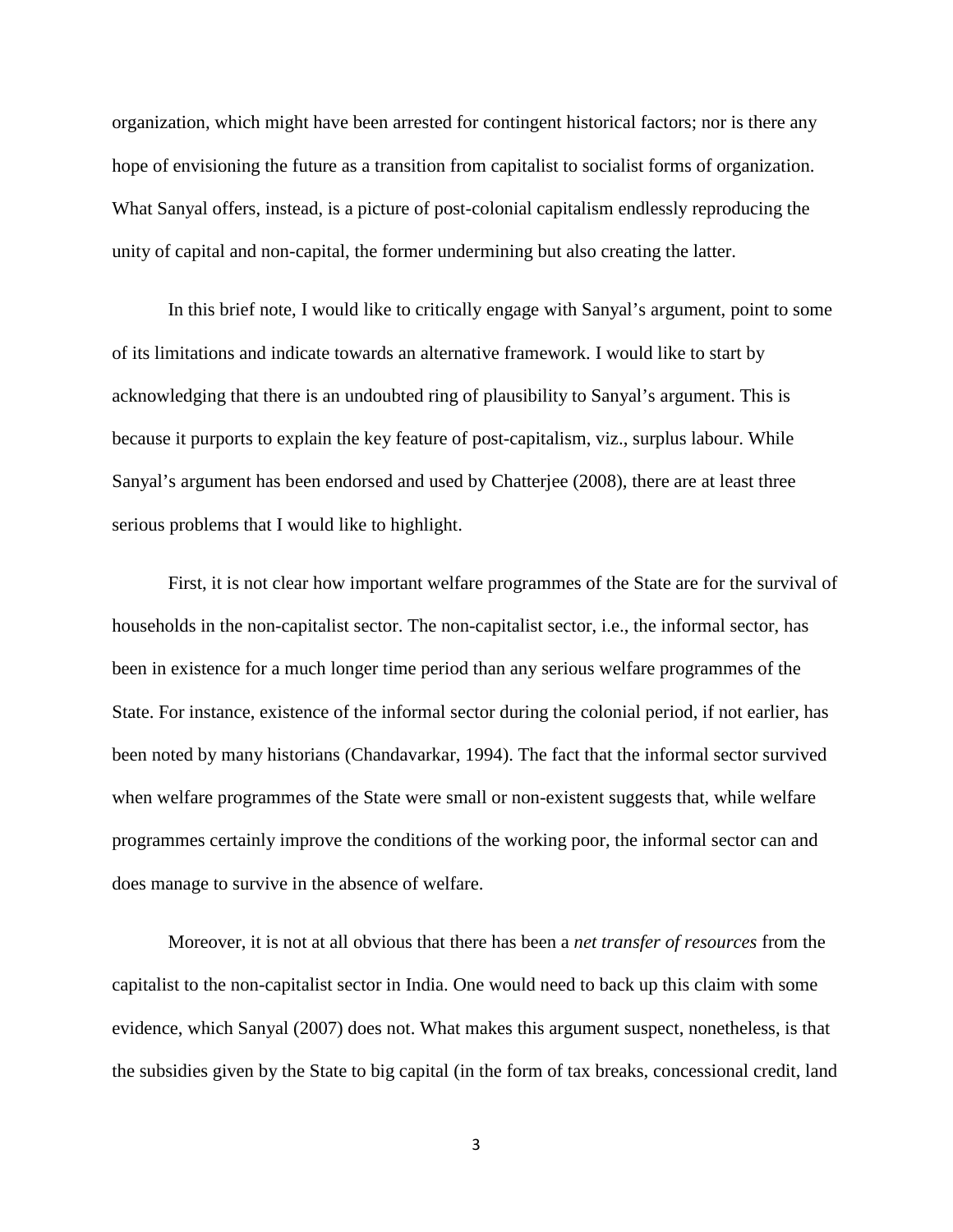organization, which might have been arrested for contingent historical factors; nor is there any hope of envisioning the future as a transition from capitalist to socialist forms of organization. What Sanyal offers, instead, is a picture of post-colonial capitalism endlessly reproducing the unity of capital and non-capital, the former undermining but also creating the latter.

In this brief note, I would like to critically engage with Sanyal's argument, point to some of its limitations and indicate towards an alternative framework. I would like to start by acknowledging that there is an undoubted ring of plausibility to Sanyal's argument. This is because it purports to explain the key feature of post-capitalism, viz., surplus labour. While Sanyal's argument has been endorsed and used by Chatterjee (2008), there are at least three serious problems that I would like to highlight.

First, it is not clear how important welfare programmes of the State are for the survival of households in the non-capitalist sector. The non-capitalist sector, i.e., the informal sector, has been in existence for a much longer time period than any serious welfare programmes of the State. For instance, existence of the informal sector during the colonial period, if not earlier, has been noted by many historians (Chandavarkar, 1994). The fact that the informal sector survived when welfare programmes of the State were small or non-existent suggests that, while welfare programmes certainly improve the conditions of the working poor, the informal sector can and does manage to survive in the absence of welfare.

Moreover, it is not at all obvious that there has been a *net transfer of resources* from the capitalist to the non-capitalist sector in India. One would need to back up this claim with some evidence, which Sanyal (2007) does not. What makes this argument suspect, nonetheless, is that the subsidies given by the State to big capital (in the form of tax breaks, concessional credit, land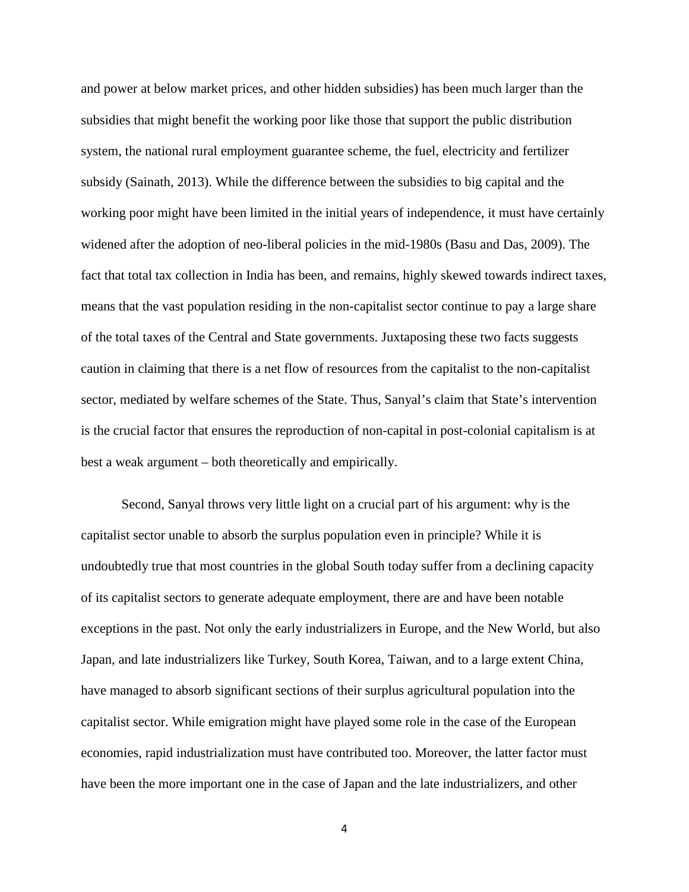and power at below market prices, and other hidden subsidies) has been much larger than the subsidies that might benefit the working poor like those that support the public distribution system, the national rural employment guarantee scheme, the fuel, electricity and fertilizer subsidy (Sainath, 2013). While the difference between the subsidies to big capital and the working poor might have been limited in the initial years of independence, it must have certainly widened after the adoption of neo-liberal policies in the mid-1980s (Basu and Das, 2009). The fact that total tax collection in India has been, and remains, highly skewed towards indirect taxes, means that the vast population residing in the non-capitalist sector continue to pay a large share of the total taxes of the Central and State governments. Juxtaposing these two facts suggests caution in claiming that there is a net flow of resources from the capitalist to the non-capitalist sector, mediated by welfare schemes of the State. Thus, Sanyal's claim that State's intervention is the crucial factor that ensures the reproduction of non-capital in post-colonial capitalism is at best a weak argument – both theoretically and empirically.

Second, Sanyal throws very little light on a crucial part of his argument: why is the capitalist sector unable to absorb the surplus population even in principle? While it is undoubtedly true that most countries in the global South today suffer from a declining capacity of its capitalist sectors to generate adequate employment, there are and have been notable exceptions in the past. Not only the early industrializers in Europe, and the New World, but also Japan, and late industrializers like Turkey, South Korea, Taiwan, and to a large extent China, have managed to absorb significant sections of their surplus agricultural population into the capitalist sector. While emigration might have played some role in the case of the European economies, rapid industrialization must have contributed too. Moreover, the latter factor must have been the more important one in the case of Japan and the late industrializers, and other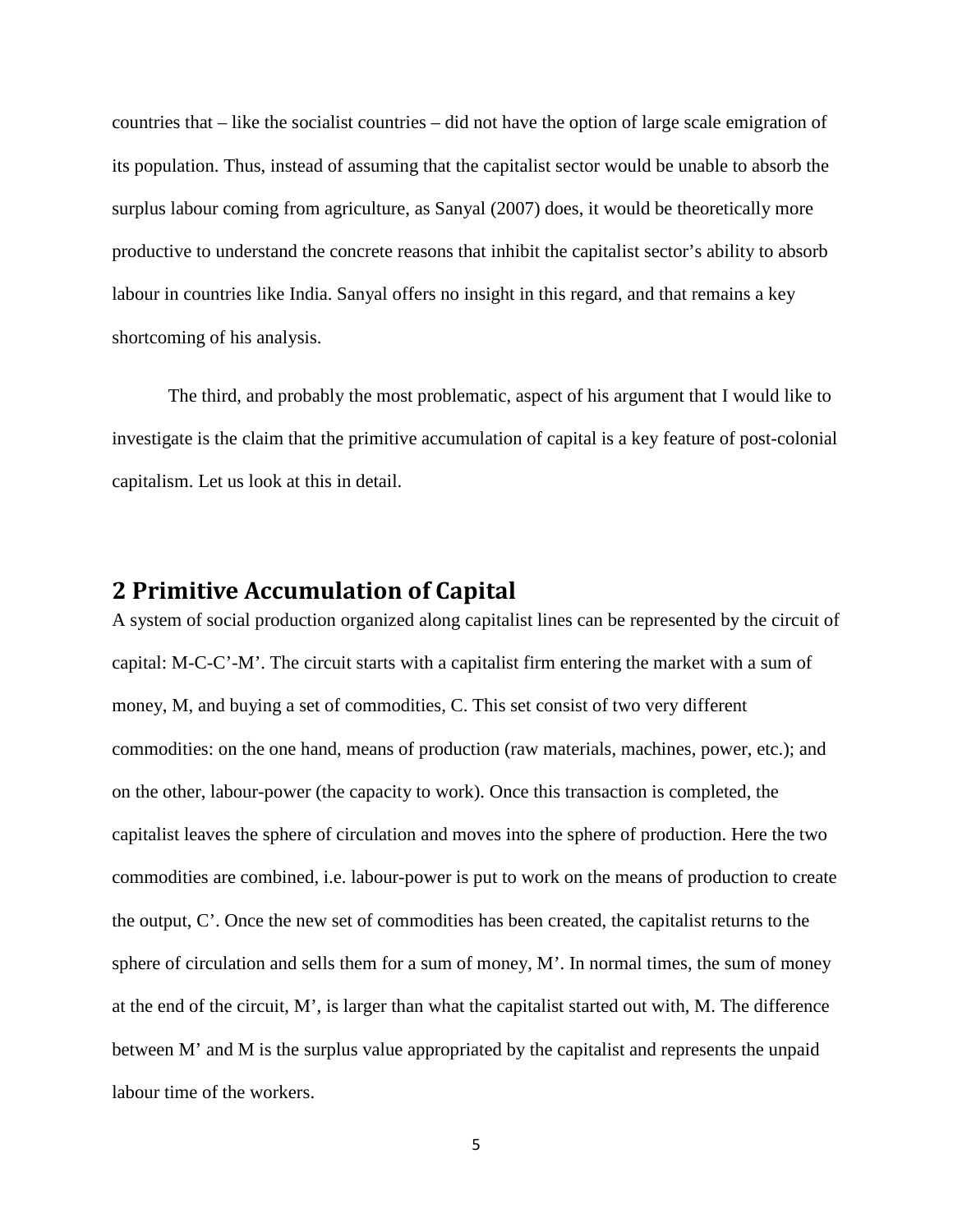countries that – like the socialist countries – did not have the option of large scale emigration of its population. Thus, instead of assuming that the capitalist sector would be unable to absorb the surplus labour coming from agriculture, as Sanyal (2007) does, it would be theoretically more productive to understand the concrete reasons that inhibit the capitalist sector's ability to absorb labour in countries like India. Sanyal offers no insight in this regard, and that remains a key shortcoming of his analysis.

The third, and probably the most problematic, aspect of his argument that I would like to investigate is the claim that the primitive accumulation of capital is a key feature of post-colonial capitalism. Let us look at this in detail.

## 2 Primitive Accumulation of Capital

A system of social production organized along capitalist lines can be represented by the circuit of capital: M-C-C'-M'. The circuit starts with a capitalist firm entering the market with a sum of money, M, and buying a set of commodities, C. This set consist of two very different commodities: on the one hand, means of production (raw materials, machines, power, etc.); and on the other, labour-power (the capacity to work). Once this transaction is completed, the capitalist leaves the sphere of circulation and moves into the sphere of production. Here the two commodities are combined, i.e. labour-power is put to work on the means of production to create the output, C'. Once the new set of commodities has been created, the capitalist returns to the sphere of circulation and sells them for a sum of money, M'. In normal times, the sum of money at the end of the circuit, M', is larger than what the capitalist started out with, M. The difference between M' and M is the surplus value appropriated by the capitalist and represents the unpaid labour time of the workers.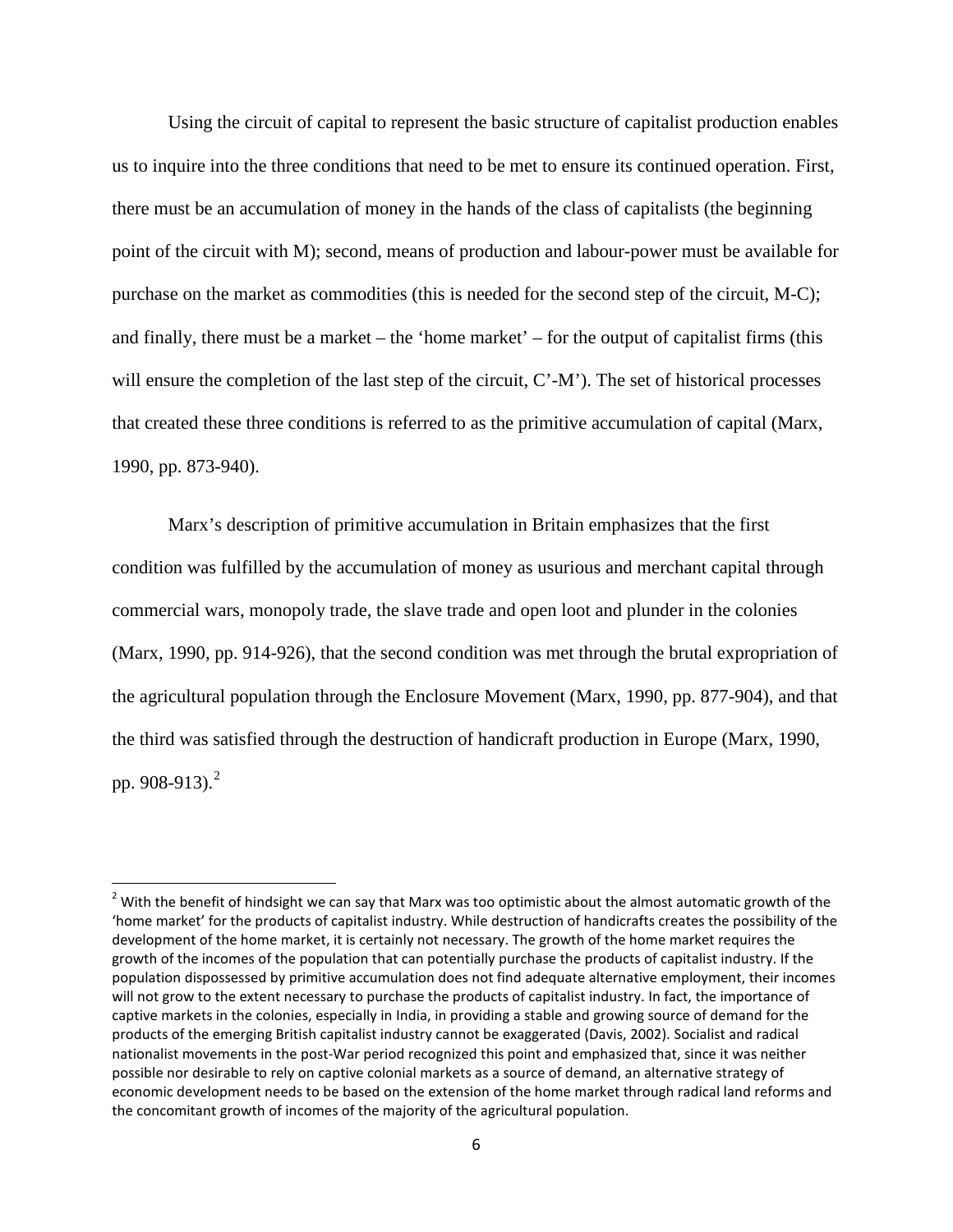Using the circuit of capital to represent the basic structure of capitalist production enables us to inquire into the three conditions that need to be met to ensure its continued operation. First, there must be an accumulation of money in the hands of the class of capitalists (the beginning point of the circuit with M); second, means of production and labour-power must be available for purchase on the market as commodities (this is needed for the second step of the circuit, M-C); and finally, there must be a market – the 'home market' – for the output of capitalist firms (this will ensure the completion of the last step of the circuit, C'-M'). The set of historical processes that created these three conditions is referred to as the primitive accumulation of capital (Marx, 1990, pp. 873-940).

Marx's description of primitive accumulation in Britain emphasizes that the first condition was fulfilled by the accumulation of money as usurious and merchant capital through commercial wars, monopoly trade, the slave trade and open loot and plunder in the colonies (Marx, 1990, pp. 914-926), that the second condition was met through the brutal expropriation of the agricultural population through the Enclosure Movement (Marx, 1990, pp. 877-904), and that the third was satisfied through the destruction of handicraft production in Europe (Marx, 1990, pp. 908-913).[2]

[2] With the benefit of hindsight we can say that Marx was too optimistic about the almost automatic growth of the 'home market' for the products of capitalist industry. While destruction of handicrafts creates the possibility of the development of the home market, it is certainly not necessary. The growth of the home market requires the growth of the incomes of the population that can potentially purchase the products of capitalist industry. If the population dispossessed by primitive accumulation does not find adequate alternative employment, their incomes will not grow to the extent necessary to purchase the products of capitalist industry. In fact, the importance of captive markets in the colonies, especially in India, in providing a stable and growing source of demand for the products of the emerging British capitalist industry cannot be exaggerated (Davis, 2002). Socialist and radical nationalist movements in the post-War period recognized this point and emphasized that, since it was neither possible nor desirable to rely on captive colonial markets as a source of demand, an alternative strategy of economic development needs to be based on the extension of the home market through radical land reforms and the concomitant growth of incomes of the majority of the agricultural population.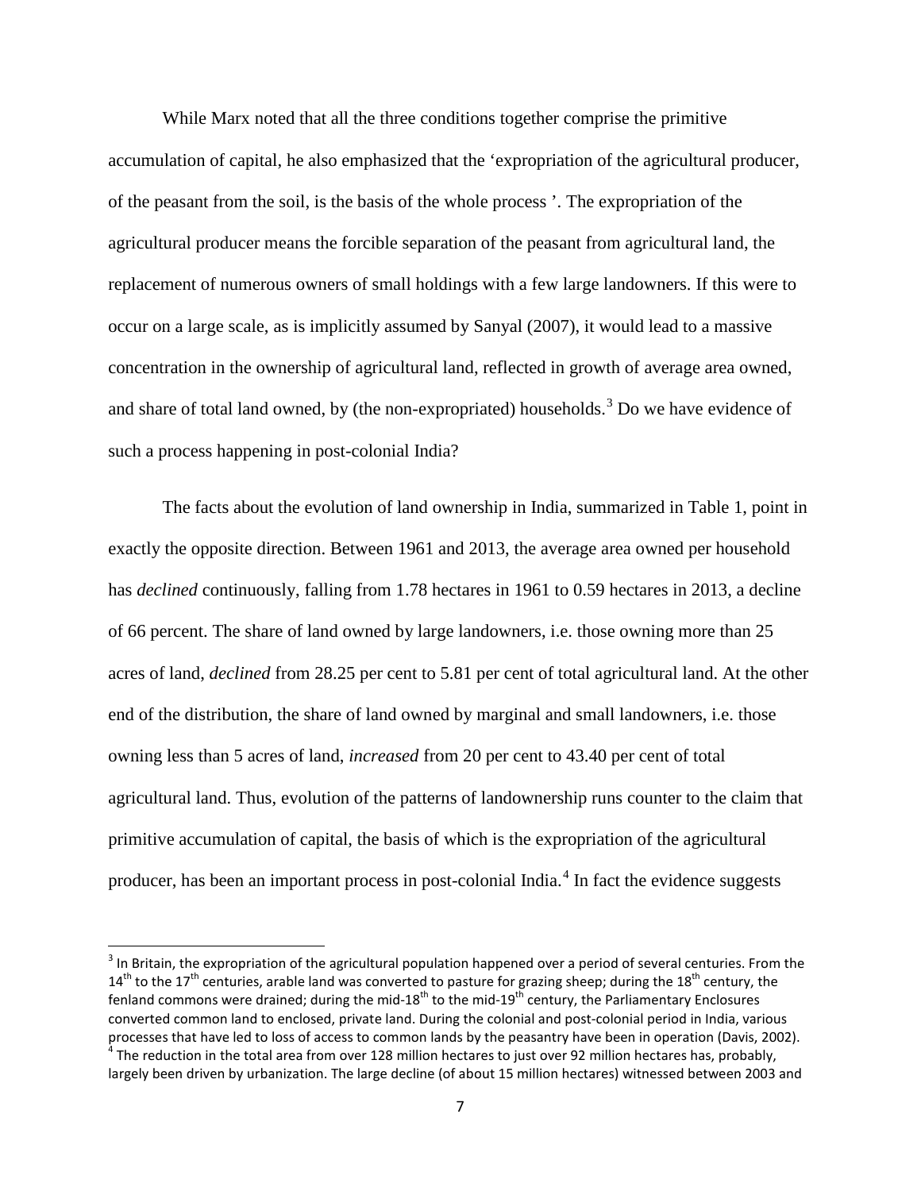While Marx noted that all the three conditions together comprise the primitive accumulation of capital, he also emphasized that the 'expropriation of the agricultural producer, of the peasant from the soil, is the basis of the whole process '. The expropriation of the agricultural producer means the forcible separation of the peasant from agricultural land, the replacement of numerous owners of small holdings with a few large landowners. If this were to occur on a large scale, as is implicitly assumed by Sanyal (2007), it would lead to a massive concentration in the ownership of agricultural land, reflected in growth of average area owned, and share of total land owned, by (the non-expropriated) households.[3] Do we have evidence of such a process happening in post-colonial India?

The facts about the evolution of land ownership in India, summarized in Table 1, point in exactly the opposite direction. Between 1961 and 2013, the average area owned per household has *declined* continuously, falling from 1.78 hectares in 1961 to 0.59 hectares in 2013, a decline of 66 percent. The share of land owned by large landowners, i.e. those owning more than 25 acres of land, *declined* from 28.25 per cent to 5.81 per cent of total agricultural land. At the other end of the distribution, the share of land owned by marginal and small landowners, i.e. those owning less than 5 acres of land, *increased* from 20 per cent to 43.40 per cent of total agricultural land. Thus, evolution of the patterns of landownership runs counter to the claim that primitive accumulation of capital, the basis of which is the expropriation of the agricultural producer, has been an important process in post-colonial India.[4] In fact the evidence suggests

---

[3] In Britain, the expropriation of the agricultural population happened over a period of several centuries. From the 14th to the 17th centuries, arable land was converted to pasture for grazing sheep; during the 18th century, the fenland commons were drained; during the mid-18th to the mid-19th century, the Parliamentary Enclosures converted common land to enclosed, private land. During the colonial and post-colonial period in India, various processes that have led to loss of access to common lands by the peasantry have been in operation (Davis, 2002).

[4] The reduction in the total area from over 128 million hectares to just over 92 million hectares has, probably, largely been driven by urbanization. The large decline (of about 15 million hectares) witnessed between 2003 and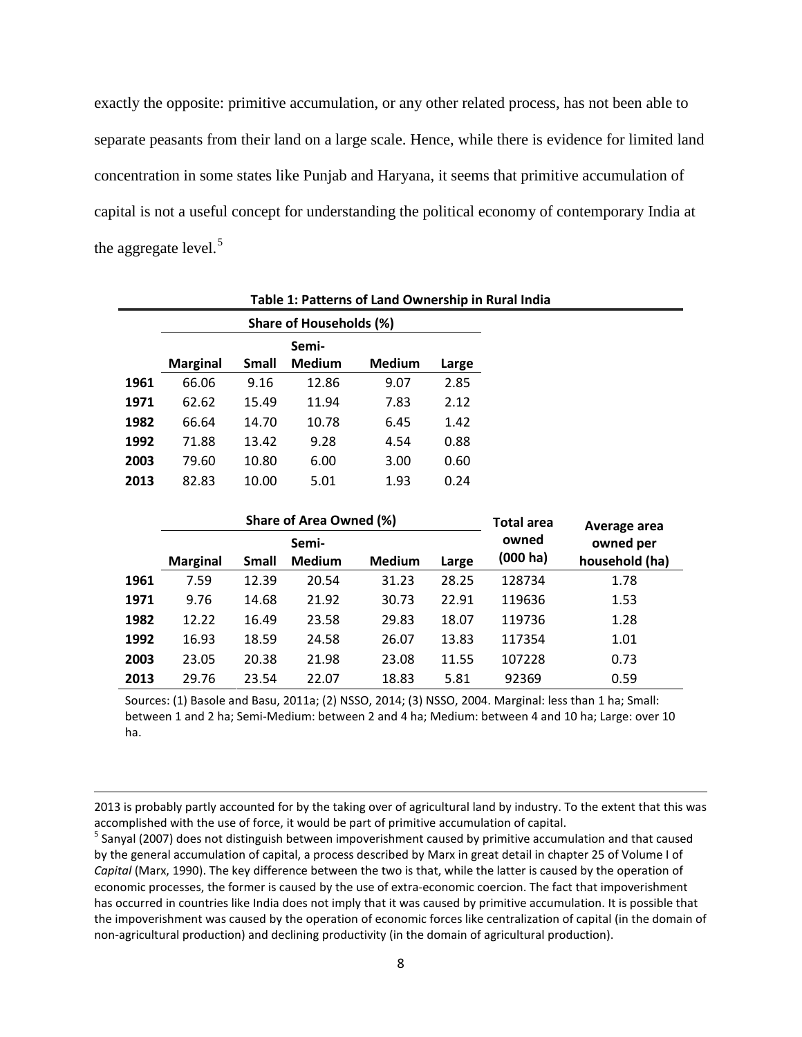exactly the opposite: primitive accumulation, or any other related process, has not been able to separate peasants from their land on a large scale. Hence, while there is evidence for limited land concentration in some states like Punjab and Haryana, it seems that primitive accumulation of capital is not a useful concept for understanding the political economy of contemporary India at the aggregate level.[5]

**Table 1: Patterns of Land Ownership in Rural India**

| | Share of Households (%) | | | | |
|---|---|---|---|---|---|
| | Marginal | Small | Semi-Medium | Medium | Large |
| **1961** | 66.06 | 9.16 | 12.86 | 9.07 | 2.85 |
| **1971** | 62.62 | 15.49 | 11.94 | 7.83 | 2.12 |
| **1982** | 66.64 | 14.70 | 10.78 | 6.45 | 1.42 |
| **1992** | 71.88 | 13.42 | 9.28 | 4.54 | 0.88 |
| **2003** | 79.60 | 10.80 | 6.00 | 3.00 | 0.60 |
| **2013** | 82.83 | 10.00 | 5.01 | 1.93 | 0.24 |

| | Share of Area Owned (%) | | | | | Total area owned (000 ha) | Average area owned per household (ha) |
|---|---|---|---|---|---|---|---|
| | Marginal | Small | Semi-Medium | Medium | Large | | |
| **1961** | 7.59 | 12.39 | 20.54 | 31.23 | 28.25 | 128734 | 1.78 |
| **1971** | 9.76 | 14.68 | 21.92 | 30.73 | 22.91 | 119636 | 1.53 |
| **1982** | 12.22 | 16.49 | 23.58 | 29.83 | 18.07 | 119736 | 1.28 |
| **1992** | 16.93 | 18.59 | 24.58 | 26.07 | 13.83 | 117354 | 1.01 |
| **2003** | 23.05 | 20.38 | 21.98 | 23.08 | 11.55 | 107228 | 0.73 |
| **2013** | 29.76 | 23.54 | 22.07 | 18.83 | 5.81 | 92369 | 0.59 |

Sources: (1) Basole and Basu, 2011a; (2) NSSO, 2014; (3) NSSO, 2004. Marginal: less than 1 ha; Small: between 1 and 2 ha; Semi-Medium: between 2 and 4 ha; Medium: between 4 and 10 ha; Large: over 10 ha.

---

2013 is probably partly accounted for by the taking over of agricultural land by industry. To the extent that this was accomplished with the use of force, it would be part of primitive accumulation of capital.

[5] Sanyal (2007) does not distinguish between impoverishment caused by primitive accumulation and that caused by the general accumulation of capital, a process described by Marx in great detail in chapter 25 of Volume I of *Capital* (Marx, 1990). The key difference between the two is that, while the latter is caused by the operation of economic processes, the former is caused by the use of extra-economic coercion. The fact that impoverishment has occurred in countries like India does not imply that it was caused by primitive accumulation. It is possible that the impoverishment was caused by the operation of economic forces like centralization of capital (in the domain of non-agricultural production) and declining productivity (in the domain of agricultural production).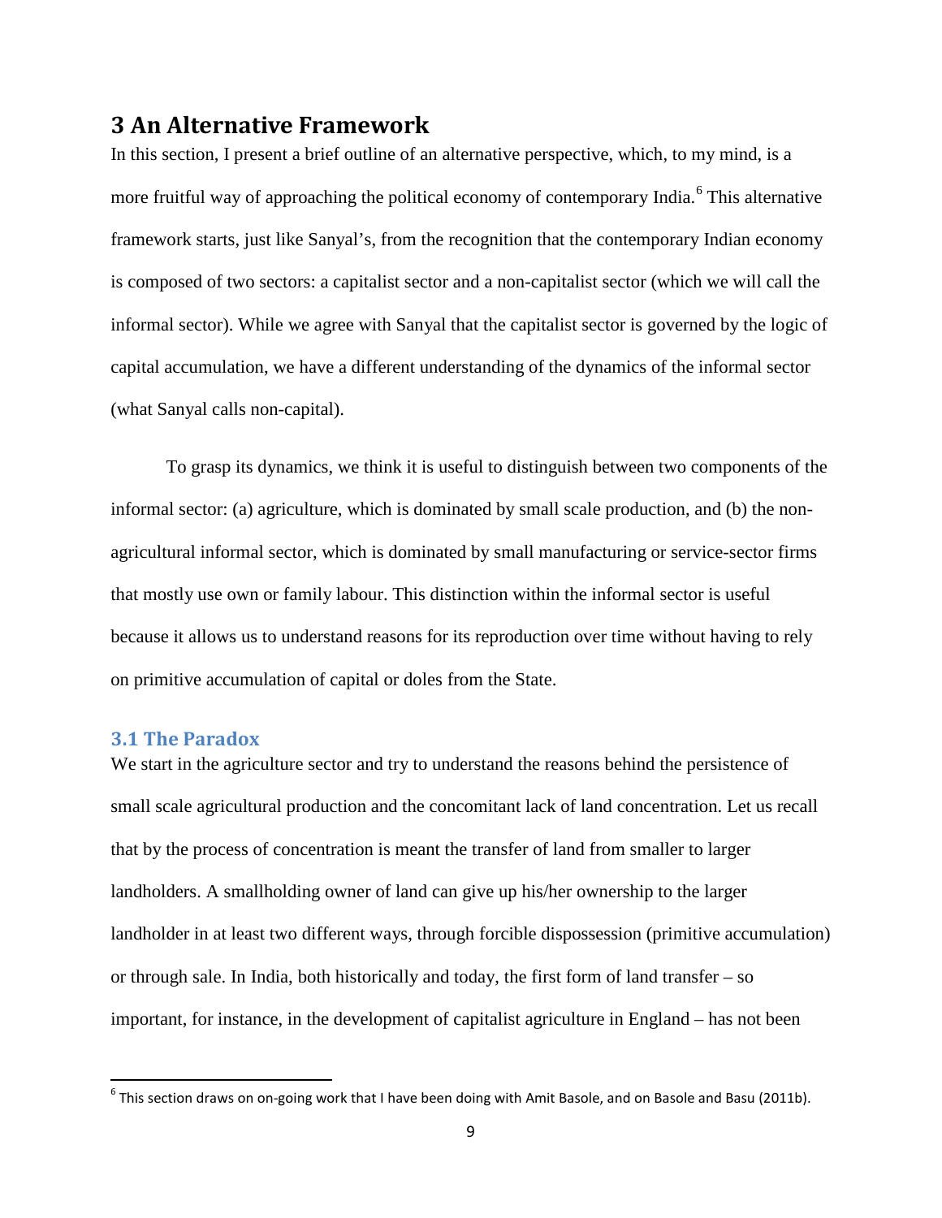## 3 An Alternative Framework

In this section, I present a brief outline of an alternative perspective, which, to my mind, is a more fruitful way of approaching the political economy of contemporary India.[6] This alternative framework starts, just like Sanyal's, from the recognition that the contemporary Indian economy is composed of two sectors: a capitalist sector and a non-capitalist sector (which we will call the informal sector). While we agree with Sanyal that the capitalist sector is governed by the logic of capital accumulation, we have a different understanding of the dynamics of the informal sector (what Sanyal calls non-capital).

To grasp its dynamics, we think it is useful to distinguish between two components of the informal sector: (a) agriculture, which is dominated by small scale production, and (b) the non-agricultural informal sector, which is dominated by small manufacturing or service-sector firms that mostly use own or family labour. This distinction within the informal sector is useful because it allows us to understand reasons for its reproduction over time without having to rely on primitive accumulation of capital or doles from the State.

### 3.1 The Paradox

We start in the agriculture sector and try to understand the reasons behind the persistence of small scale agricultural production and the concomitant lack of land concentration. Let us recall that by the process of concentration is meant the transfer of land from smaller to larger landholders. A smallholding owner of land can give up his/her ownership to the larger landholder in at least two different ways, through forcible dispossession (primitive accumulation) or through sale. In India, both historically and today, the first form of land transfer – so important, for instance, in the development of capitalist agriculture in England – has not been

[6] This section draws on on-going work that I have been doing with Amit Basole, and on Basole and Basu (2011b).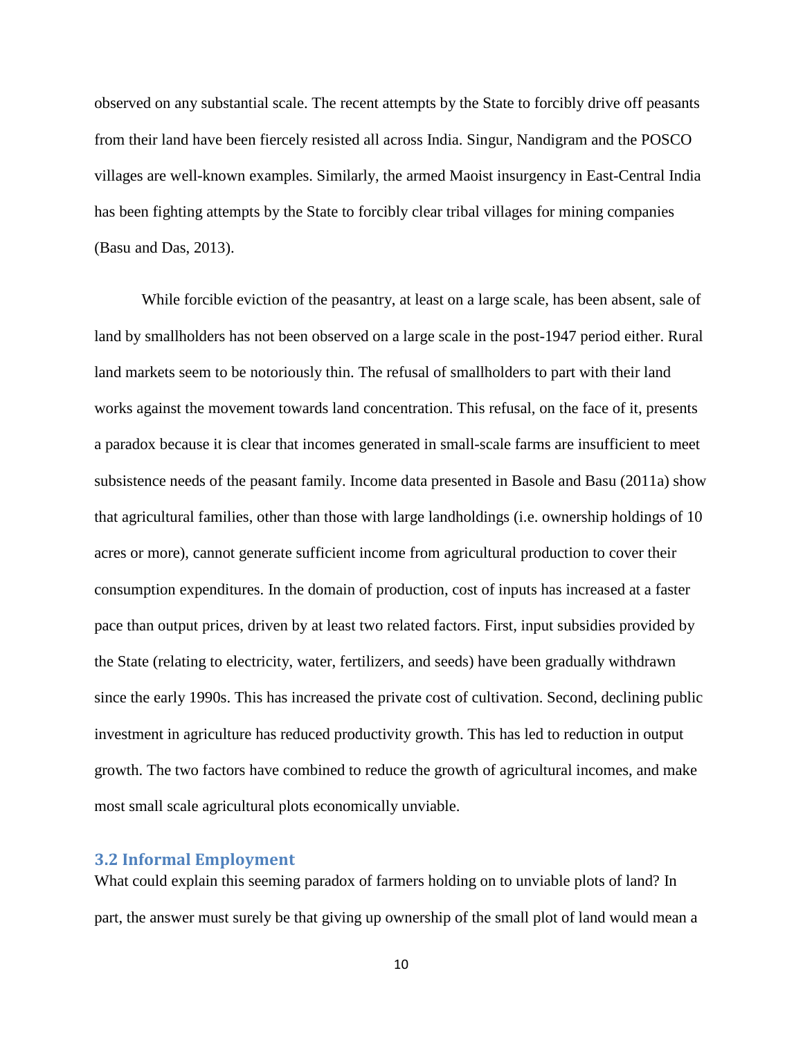observed on any substantial scale. The recent attempts by the State to forcibly drive off peasants from their land have been fiercely resisted all across India. Singur, Nandigram and the POSCO villages are well-known examples. Similarly, the armed Maoist insurgency in East-Central India has been fighting attempts by the State to forcibly clear tribal villages for mining companies (Basu and Das, 2013).

While forcible eviction of the peasantry, at least on a large scale, has been absent, sale of land by smallholders has not been observed on a large scale in the post-1947 period either. Rural land markets seem to be notoriously thin. The refusal of smallholders to part with their land works against the movement towards land concentration. This refusal, on the face of it, presents a paradox because it is clear that incomes generated in small-scale farms are insufficient to meet subsistence needs of the peasant family. Income data presented in Basole and Basu (2011a) show that agricultural families, other than those with large landholdings (i.e. ownership holdings of 10 acres or more), cannot generate sufficient income from agricultural production to cover their consumption expenditures. In the domain of production, cost of inputs has increased at a faster pace than output prices, driven by at least two related factors. First, input subsidies provided by the State (relating to electricity, water, fertilizers, and seeds) have been gradually withdrawn since the early 1990s. This has increased the private cost of cultivation. Second, declining public investment in agriculture has reduced productivity growth. This has led to reduction in output growth. The two factors have combined to reduce the growth of agricultural incomes, and make most small scale agricultural plots economically unviable.

### 3.2 Informal Employment

What could explain this seeming paradox of farmers holding on to unviable plots of land? In part, the answer must surely be that giving up ownership of the small plot of land would mean a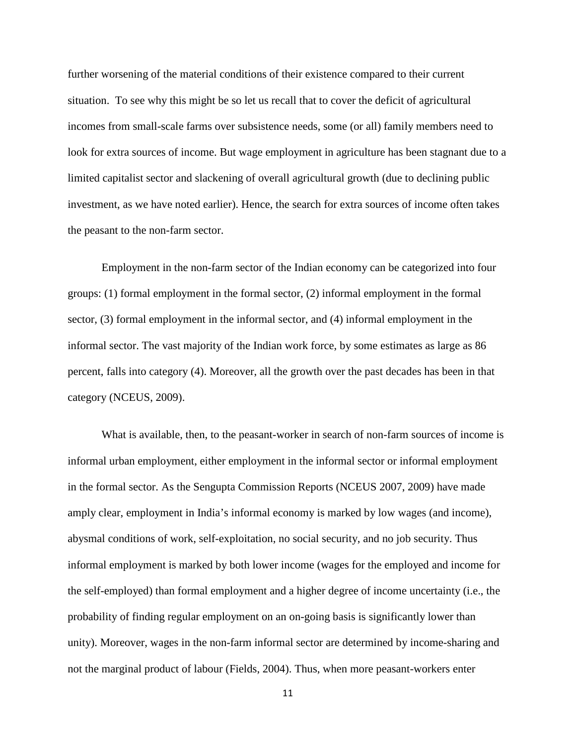further worsening of the material conditions of their existence compared to their current situation. To see why this might be so let us recall that to cover the deficit of agricultural incomes from small-scale farms over subsistence needs, some (or all) family members need to look for extra sources of income. But wage employment in agriculture has been stagnant due to a limited capitalist sector and slackening of overall agricultural growth (due to declining public investment, as we have noted earlier). Hence, the search for extra sources of income often takes the peasant to the non-farm sector.

Employment in the non-farm sector of the Indian economy can be categorized into four groups: (1) formal employment in the formal sector, (2) informal employment in the formal sector, (3) formal employment in the informal sector, and (4) informal employment in the informal sector. The vast majority of the Indian work force, by some estimates as large as 86 percent, falls into category (4). Moreover, all the growth over the past decades has been in that category (NCEUS, 2009).

What is available, then, to the peasant-worker in search of non-farm sources of income is informal urban employment, either employment in the informal sector or informal employment in the formal sector. As the Sengupta Commission Reports (NCEUS 2007, 2009) have made amply clear, employment in India's informal economy is marked by low wages (and income), abysmal conditions of work, self-exploitation, no social security, and no job security. Thus informal employment is marked by both lower income (wages for the employed and income for the self-employed) than formal employment and a higher degree of income uncertainty (i.e., the probability of finding regular employment on an on-going basis is significantly lower than unity). Moreover, wages in the non-farm informal sector are determined by income-sharing and not the marginal product of labour (Fields, 2004). Thus, when more peasant-workers enter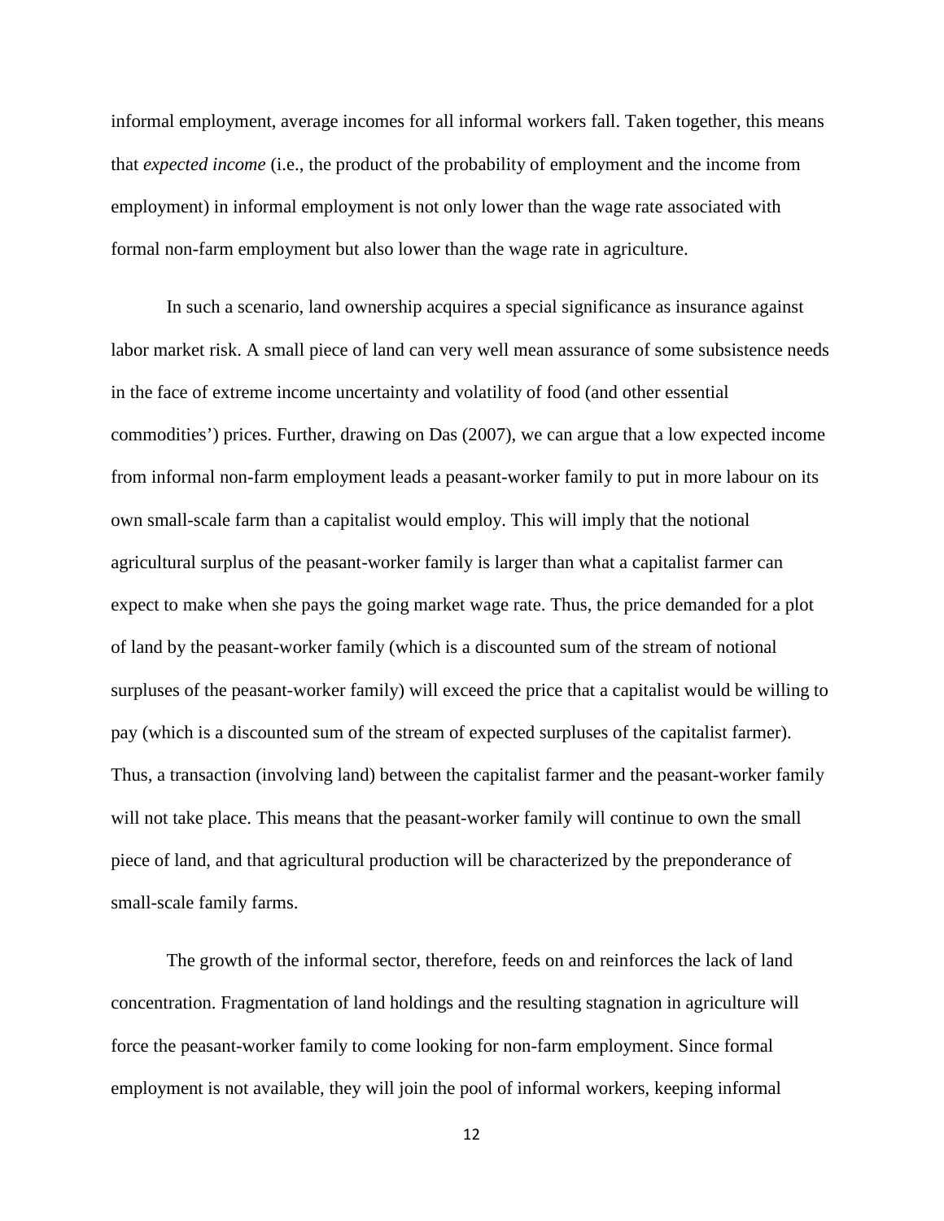informal employment, average incomes for all informal workers fall. Taken together, this means that *expected income* (i.e., the product of the probability of employment and the income from employment) in informal employment is not only lower than the wage rate associated with formal non-farm employment but also lower than the wage rate in agriculture.

In such a scenario, land ownership acquires a special significance as insurance against labor market risk. A small piece of land can very well mean assurance of some subsistence needs in the face of extreme income uncertainty and volatility of food (and other essential commodities') prices. Further, drawing on Das (2007), we can argue that a low expected income from informal non-farm employment leads a peasant-worker family to put in more labour on its own small-scale farm than a capitalist would employ. This will imply that the notional agricultural surplus of the peasant-worker family is larger than what a capitalist farmer can expect to make when she pays the going market wage rate. Thus, the price demanded for a plot of land by the peasant-worker family (which is a discounted sum of the stream of notional surpluses of the peasant-worker family) will exceed the price that a capitalist would be willing to pay (which is a discounted sum of the stream of expected surpluses of the capitalist farmer). Thus, a transaction (involving land) between the capitalist farmer and the peasant-worker family will not take place. This means that the peasant-worker family will continue to own the small piece of land, and that agricultural production will be characterized by the preponderance of small-scale family farms.

The growth of the informal sector, therefore, feeds on and reinforces the lack of land concentration. Fragmentation of land holdings and the resulting stagnation in agriculture will force the peasant-worker family to come looking for non-farm employment. Since formal employment is not available, they will join the pool of informal workers, keeping informal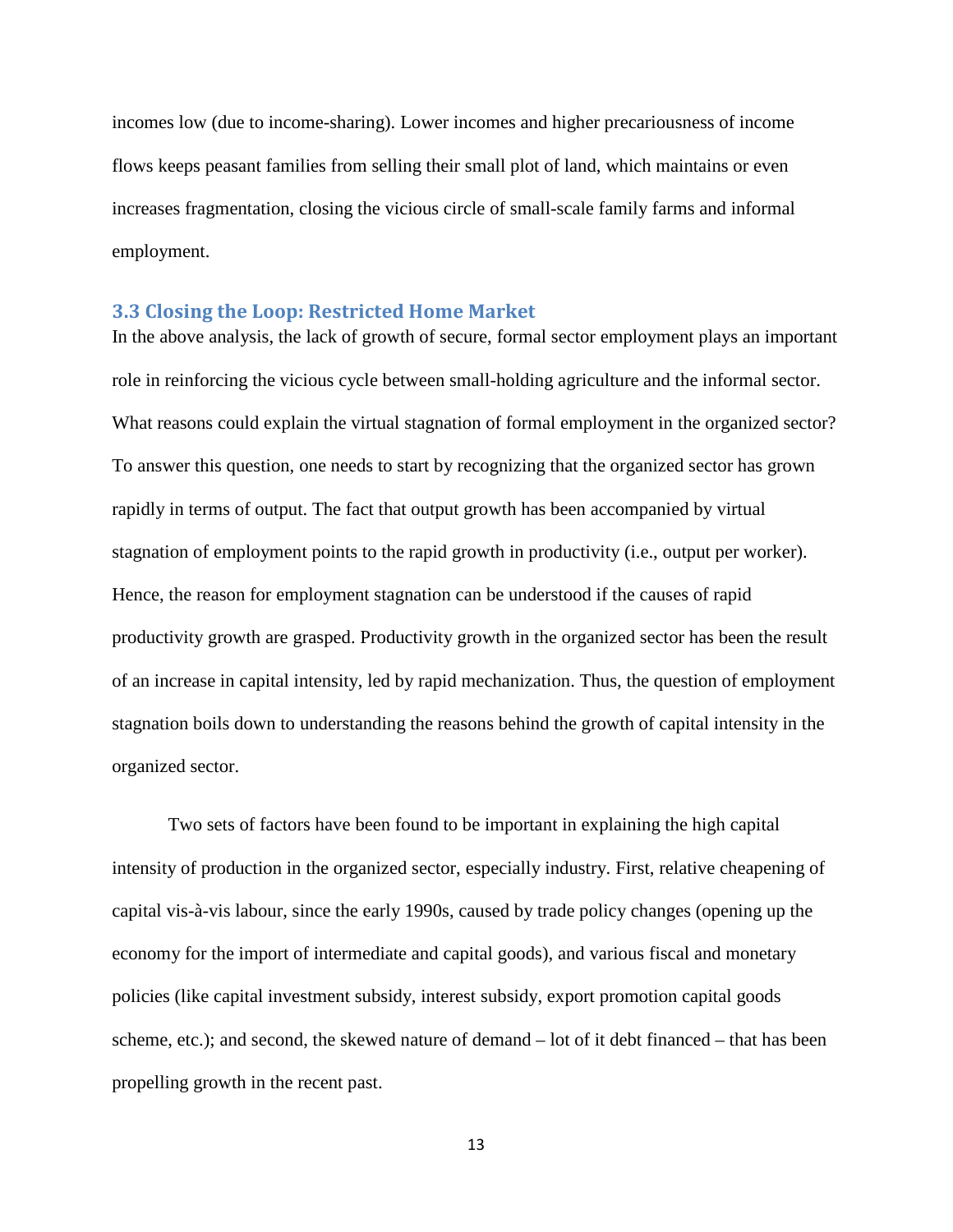incomes low (due to income-sharing). Lower incomes and higher precariousness of income flows keeps peasant families from selling their small plot of land, which maintains or even increases fragmentation, closing the vicious circle of small-scale family farms and informal employment.

### 3.3 Closing the Loop: Restricted Home Market

In the above analysis, the lack of growth of secure, formal sector employment plays an important role in reinforcing the vicious cycle between small-holding agriculture and the informal sector. What reasons could explain the virtual stagnation of formal employment in the organized sector? To answer this question, one needs to start by recognizing that the organized sector has grown rapidly in terms of output. The fact that output growth has been accompanied by virtual stagnation of employment points to the rapid growth in productivity (i.e., output per worker). Hence, the reason for employment stagnation can be understood if the causes of rapid productivity growth are grasped. Productivity growth in the organized sector has been the result of an increase in capital intensity, led by rapid mechanization. Thus, the question of employment stagnation boils down to understanding the reasons behind the growth of capital intensity in the organized sector.

Two sets of factors have been found to be important in explaining the high capital intensity of production in the organized sector, especially industry. First, relative cheapening of capital vis-à-vis labour, since the early 1990s, caused by trade policy changes (opening up the economy for the import of intermediate and capital goods), and various fiscal and monetary policies (like capital investment subsidy, interest subsidy, export promotion capital goods scheme, etc.); and second, the skewed nature of demand – lot of it debt financed – that has been propelling growth in the recent past.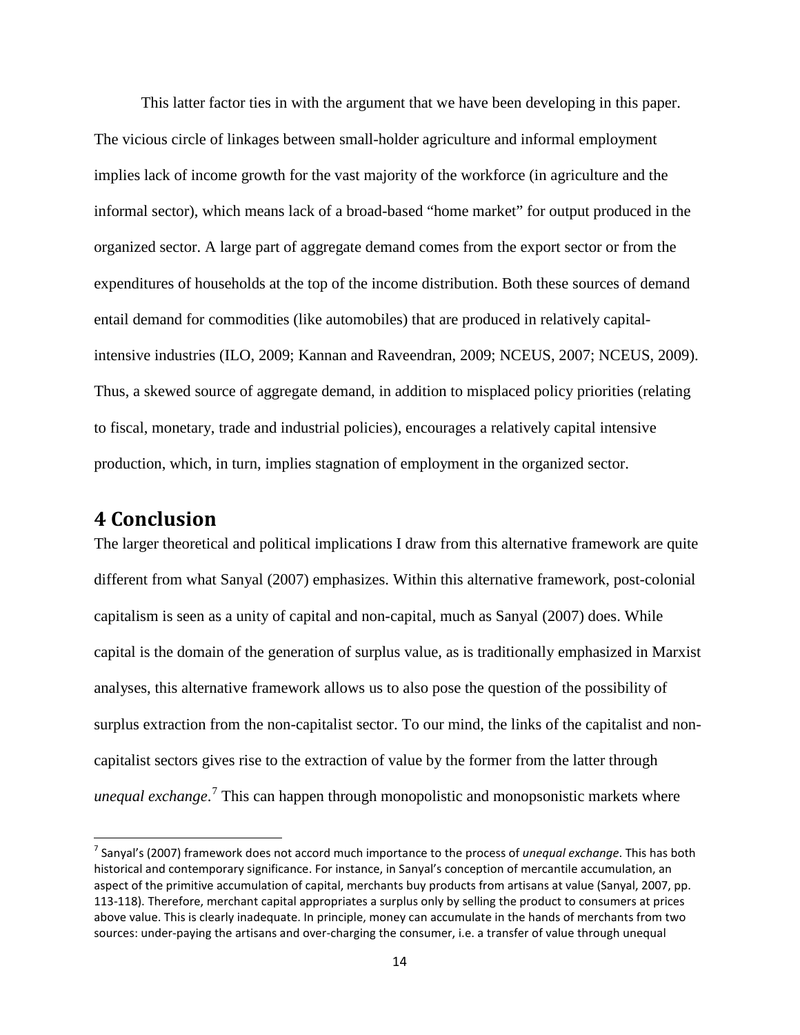This latter factor ties in with the argument that we have been developing in this paper. The vicious circle of linkages between small-holder agriculture and informal employment implies lack of income growth for the vast majority of the workforce (in agriculture and the informal sector), which means lack of a broad-based "home market" for output produced in the organized sector. A large part of aggregate demand comes from the export sector or from the expenditures of households at the top of the income distribution. Both these sources of demand entail demand for commodities (like automobiles) that are produced in relatively capital-intensive industries (ILO, 2009; Kannan and Raveendran, 2009; NCEUS, 2007; NCEUS, 2009). Thus, a skewed source of aggregate demand, in addition to misplaced policy priorities (relating to fiscal, monetary, trade and industrial policies), encourages a relatively capital intensive production, which, in turn, implies stagnation of employment in the organized sector.

## 4 Conclusion

The larger theoretical and political implications I draw from this alternative framework are quite different from what Sanyal (2007) emphasizes. Within this alternative framework, post-colonial capitalism is seen as a unity of capital and non-capital, much as Sanyal (2007) does. While capital is the domain of the generation of surplus value, as is traditionally emphasized in Marxist analyses, this alternative framework allows us to also pose the question of the possibility of surplus extraction from the non-capitalist sector. To our mind, the links of the capitalist and non-capitalist sectors gives rise to the extraction of value by the former from the latter through *unequal exchange*.[7] This can happen through monopolistic and monopsonistic markets where

---

[7] Sanyal's (2007) framework does not accord much importance to the process of *unequal exchange*. This has both historical and contemporary significance. For instance, in Sanyal's conception of mercantile accumulation, an aspect of the primitive accumulation of capital, merchants buy products from artisans at value (Sanyal, 2007, pp. 113-118). Therefore, merchant capital appropriates a surplus only by selling the product to consumers at prices above value. This is clearly inadequate. In principle, money can accumulate in the hands of merchants from two sources: under-paying the artisans and over-charging the consumer, i.e. a transfer of value through unequal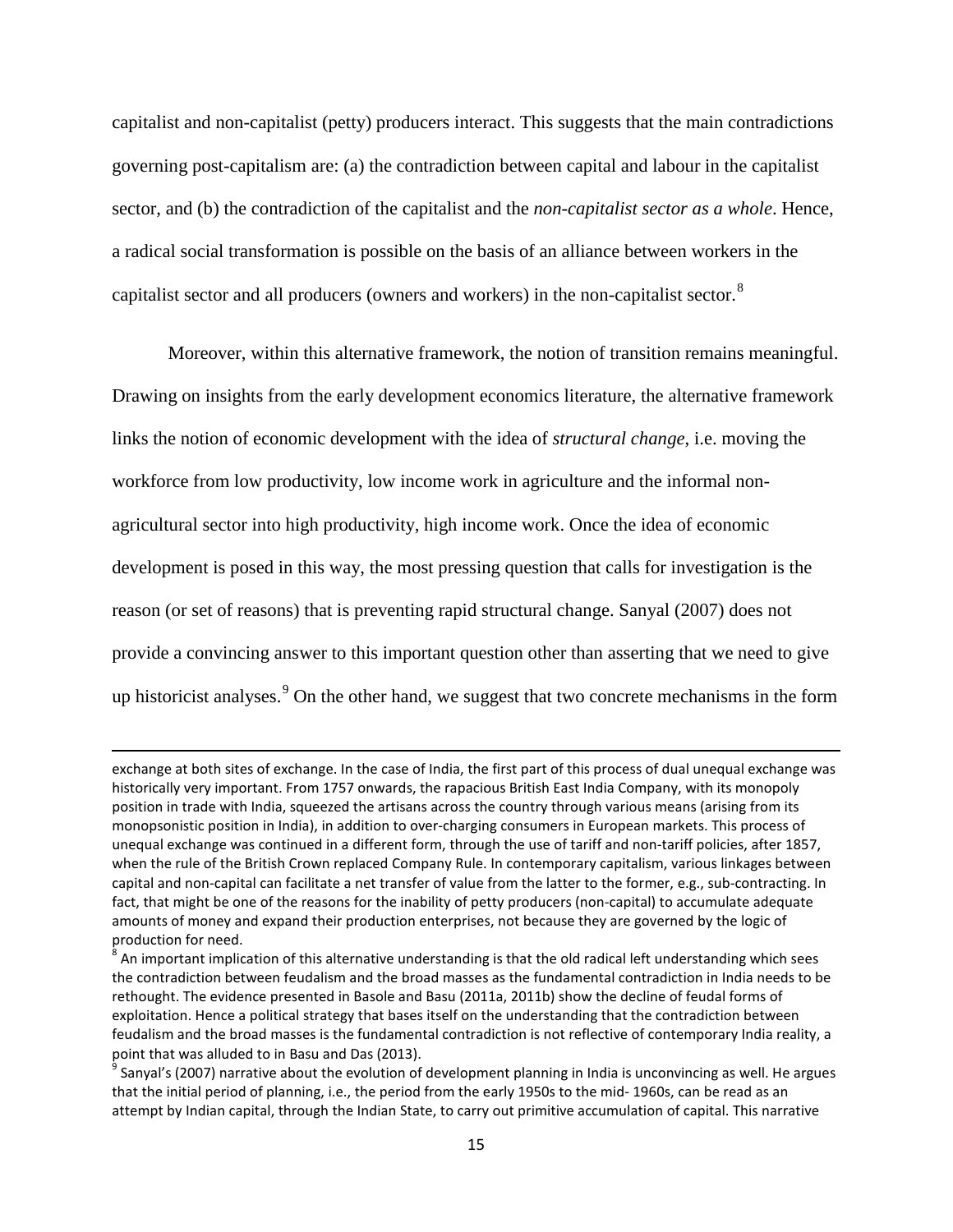capitalist and non-capitalist (petty) producers interact. This suggests that the main contradictions governing post-capitalism are: (a) the contradiction between capital and labour in the capitalist sector, and (b) the contradiction of the capitalist and the *non-capitalist sector as a whole*. Hence, a radical social transformation is possible on the basis of an alliance between workers in the capitalist sector and all producers (owners and workers) in the non-capitalist sector.[8]

Moreover, within this alternative framework, the notion of transition remains meaningful. Drawing on insights from the early development economics literature, the alternative framework links the notion of economic development with the idea of *structural change*, i.e. moving the workforce from low productivity, low income work in agriculture and the informal non-agricultural sector into high productivity, high income work. Once the idea of economic development is posed in this way, the most pressing question that calls for investigation is the reason (or set of reasons) that is preventing rapid structural change. Sanyal (2007) does not provide a convincing answer to this important question other than asserting that we need to give up historicist analyses.[9] On the other hand, we suggest that two concrete mechanisms in the form

---

exchange at both sites of exchange. In the case of India, the first part of this process of dual unequal exchange was historically very important. From 1757 onwards, the rapacious British East India Company, with its monopoly position in trade with India, squeezed the artisans across the country through various means (arising from its monopsonistic position in India), in addition to over-charging consumers in European markets. This process of unequal exchange was continued in a different form, through the use of tariff and non-tariff policies, after 1857, when the rule of the British Crown replaced Company Rule. In contemporary capitalism, various linkages between capital and non-capital can facilitate a net transfer of value from the latter to the former, e.g., sub-contracting. In fact, that might be one of the reasons for the inability of petty producers (non-capital) to accumulate adequate amounts of money and expand their production enterprises, not because they are governed by the logic of production for need.

[8] An important implication of this alternative understanding is that the old radical left understanding which sees the contradiction between feudalism and the broad masses as the fundamental contradiction in India needs to be rethought. The evidence presented in Basole and Basu (2011a, 2011b) show the decline of feudal forms of exploitation. Hence a political strategy that bases itself on the understanding that the contradiction between feudalism and the broad masses is the fundamental contradiction is not reflective of contemporary India reality, a point that was alluded to in Basu and Das (2013).

[9] Sanyal's (2007) narrative about the evolution of development planning in India is unconvincing as well. He argues that the initial period of planning, i.e., the period from the early 1950s to the mid- 1960s, can be read as an attempt by Indian capital, through the Indian State, to carry out primitive accumulation of capital. This narrative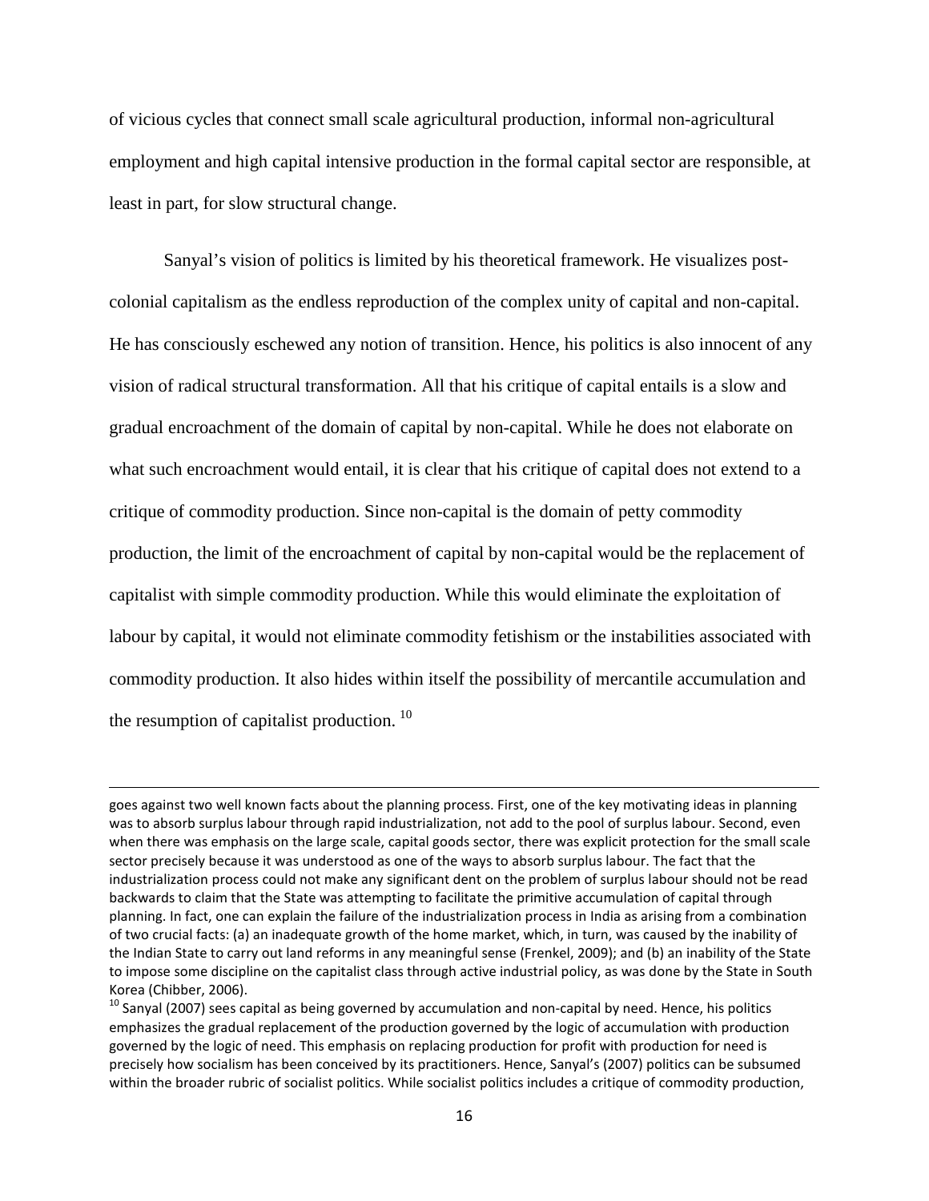of vicious cycles that connect small scale agricultural production, informal non-agricultural employment and high capital intensive production in the formal capital sector are responsible, at least in part, for slow structural change.

Sanyal's vision of politics is limited by his theoretical framework. He visualizes post-colonial capitalism as the endless reproduction of the complex unity of capital and non-capital. He has consciously eschewed any notion of transition. Hence, his politics is also innocent of any vision of radical structural transformation. All that his critique of capital entails is a slow and gradual encroachment of the domain of capital by non-capital. While he does not elaborate on what such encroachment would entail, it is clear that his critique of capital does not extend to a critique of commodity production. Since non-capital is the domain of petty commodity production, the limit of the encroachment of capital by non-capital would be the replacement of capitalist with simple commodity production. While this would eliminate the exploitation of labour by capital, it would not eliminate commodity fetishism or the instabilities associated with commodity production. It also hides within itself the possibility of mercantile accumulation and the resumption of capitalist production. [10]

---

goes against two well known facts about the planning process. First, one of the key motivating ideas in planning was to absorb surplus labour through rapid industrialization, not add to the pool of surplus labour. Second, even when there was emphasis on the large scale, capital goods sector, there was explicit protection for the small scale sector precisely because it was understood as one of the ways to absorb surplus labour. The fact that the industrialization process could not make any significant dent on the problem of surplus labour should not be read backwards to claim that the State was attempting to facilitate the primitive accumulation of capital through planning. In fact, one can explain the failure of the industrialization process in India as arising from a combination of two crucial facts: (a) an inadequate growth of the home market, which, in turn, was caused by the inability of the Indian State to carry out land reforms in any meaningful sense (Frenkel, 2009); and (b) an inability of the State to impose some discipline on the capitalist class through active industrial policy, as was done by the State in South Korea (Chibber, 2006).

[10] Sanyal (2007) sees capital as being governed by accumulation and non-capital by need. Hence, his politics emphasizes the gradual replacement of the production governed by the logic of accumulation with production governed by the logic of need. This emphasis on replacing production for profit with production for need is precisely how socialism has been conceived by its practitioners. Hence, Sanyal's (2007) politics can be subsumed within the broader rubric of socialist politics. While socialist politics includes a critique of commodity production,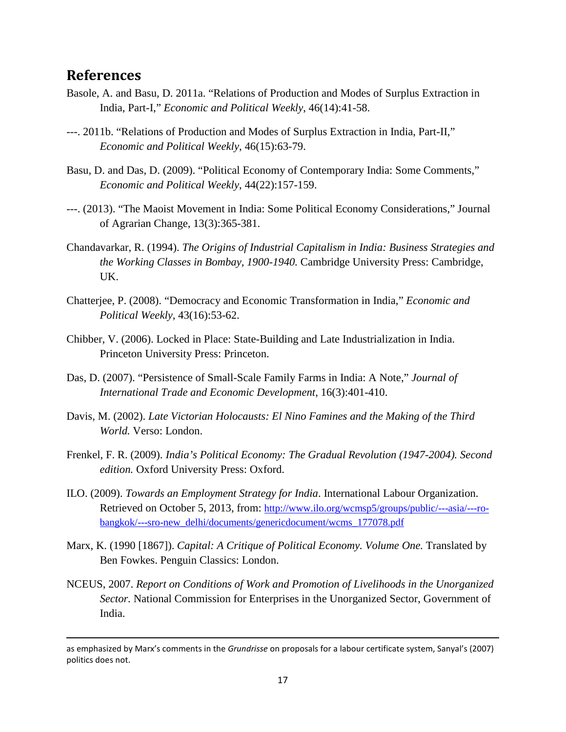## References

Basole, A. and Basu, D. 2011a. "Relations of Production and Modes of Surplus Extraction in India, Part-I," *Economic and Political Weekly*, 46(14):41-58.

---. 2011b. "Relations of Production and Modes of Surplus Extraction in India, Part-II," *Economic and Political Weekly*, 46(15):63-79.

Basu, D. and Das, D. (2009). "Political Economy of Contemporary India: Some Comments," *Economic and Political Weekly*, 44(22):157-159.

---. (2013). "The Maoist Movement in India: Some Political Economy Considerations," Journal of Agrarian Change, 13(3):365-381.

Chandavarkar, R. (1994). *The Origins of Industrial Capitalism in India: Business Strategies and the Working Classes in Bombay, 1900-1940.* Cambridge University Press: Cambridge, UK.

Chatterjee, P. (2008). "Democracy and Economic Transformation in India," *Economic and Political Weekly*, 43(16):53-62.

Chibber, V. (2006). Locked in Place: State-Building and Late Industrialization in India. Princeton University Press: Princeton.

Das, D. (2007). "Persistence of Small-Scale Family Farms in India: A Note," *Journal of International Trade and Economic Development*, 16(3):401-410.

Davis, M. (2002). *Late Victorian Holocausts: El Nino Famines and the Making of the Third World.* Verso: London.

Frenkel, F. R. (2009). *India's Political Economy: The Gradual Revolution (1947-2004). Second edition.* Oxford University Press: Oxford.

ILO. (2009). *Towards an Employment Strategy for India*. International Labour Organization. Retrieved on October 5, 2013, from: http://www.ilo.org/wcmsp5/groups/public/---asia/---ro-bangkok/---sro-new_delhi/documents/genericdocument/wcms_177078.pdf

Marx, K. (1990 [1867]). *Capital: A Critique of Political Economy. Volume One.* Translated by Ben Fowkes. Penguin Classics: London.

NCEUS, 2007. *Report on Conditions of Work and Promotion of Livelihoods in the Unorganized Sector.* National Commission for Enterprises in the Unorganized Sector, Government of India.

---

as emphasized by Marx's comments in the *Grundrisse* on proposals for a labour certificate system, Sanyal's (2007) politics does not.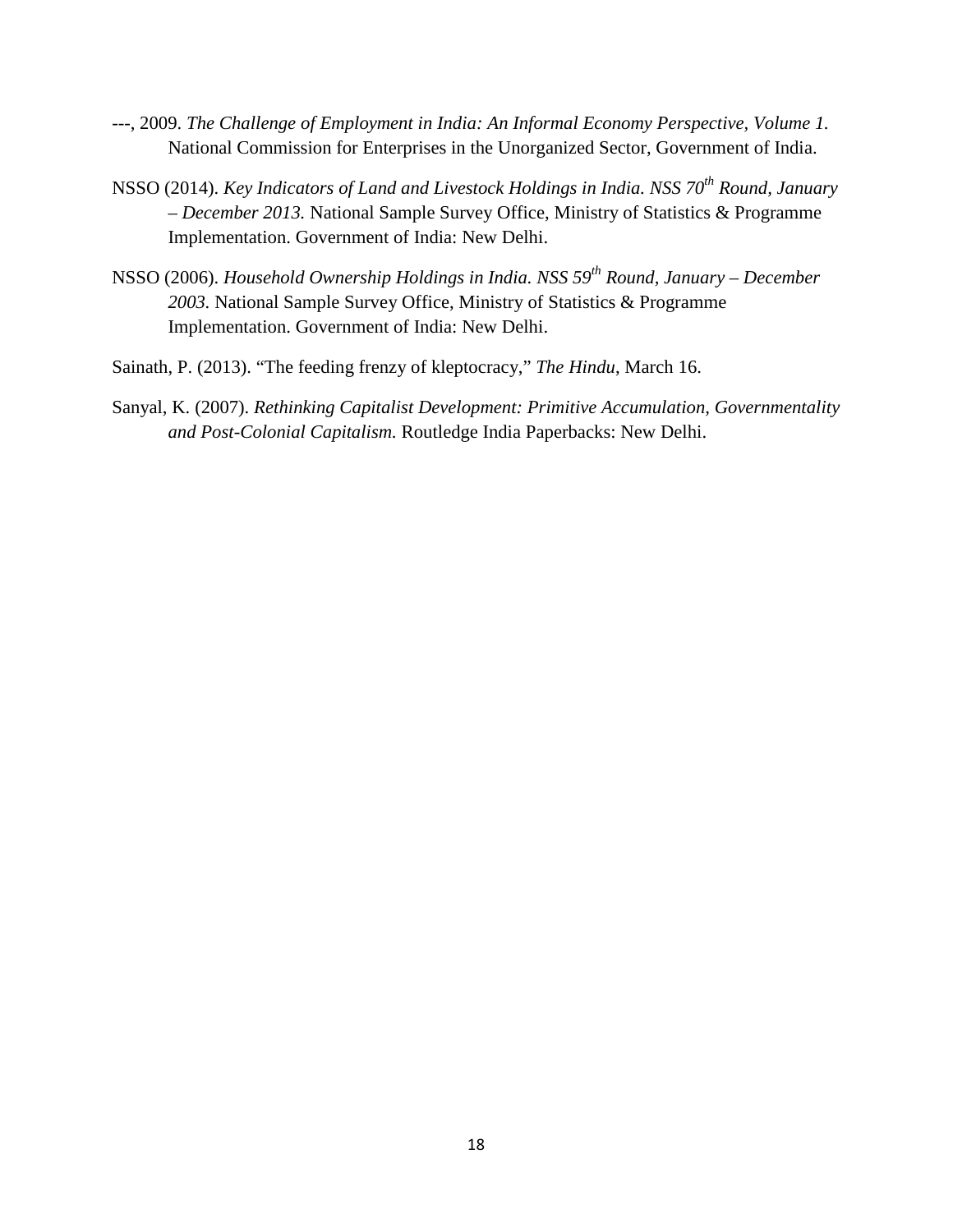---, 2009. *The Challenge of Employment in India: An Informal Economy Perspective, Volume 1.* National Commission for Enterprises in the Unorganized Sector, Government of India.

NSSO (2014). *Key Indicators of Land and Livestock Holdings in India. NSS 70th Round, January – December 2013.* National Sample Survey Office, Ministry of Statistics & Programme Implementation. Government of India: New Delhi.

NSSO (2006). *Household Ownership Holdings in India. NSS 59th Round, January – December 2003.* National Sample Survey Office, Ministry of Statistics & Programme Implementation. Government of India: New Delhi.

Sainath, P. (2013). "The feeding frenzy of kleptocracy," *The Hindu*, March 16.

Sanyal, K. (2007). *Rethinking Capitalist Development: Primitive Accumulation, Governmentality and Post-Colonial Capitalism.* Routledge India Paperbacks: New Delhi.